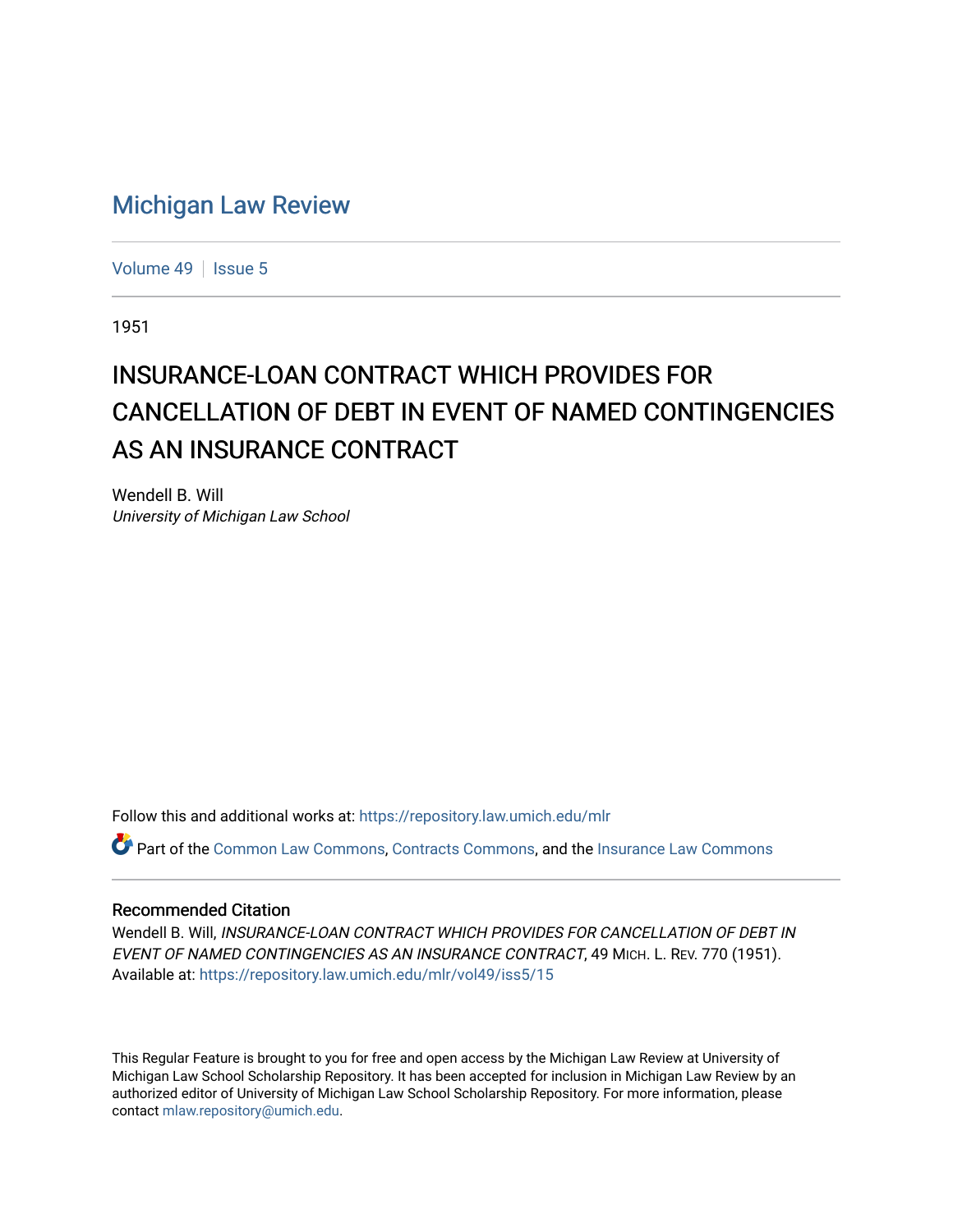# Michigan Law Review

Volume 49 | Issue 5

1951

## INSURANCE-LOAN CONTRACT WHICH PROVIDES FOR CANCELLATION OF DEBT IN EVENT OF NAMED CONTINGENCIES AS AN INSURANCE CONTRACT

Wendell B. Will
*University of Michigan Law School*

Follow this and additional works at: https://repository.law.umich.edu/mlr

Part of the Common Law Commons, Contracts Commons, and the Insurance Law Commons

### Recommended Citation

Wendell B. Will, *INSURANCE-LOAN CONTRACT WHICH PROVIDES FOR CANCELLATION OF DEBT IN EVENT OF NAMED CONTINGENCIES AS AN INSURANCE CONTRACT*, 49 MICH. L. REV. 770 (1951).
Available at: https://repository.law.umich.edu/mlr/vol49/iss5/15

This Regular Feature is brought to you for free and open access by the Michigan Law Review at University of Michigan Law School Scholarship Repository. It has been accepted for inclusion in Michigan Law Review by an authorized editor of University of Michigan Law School Scholarship Repository. For more information, please contact mlaw.repository@umich.edu.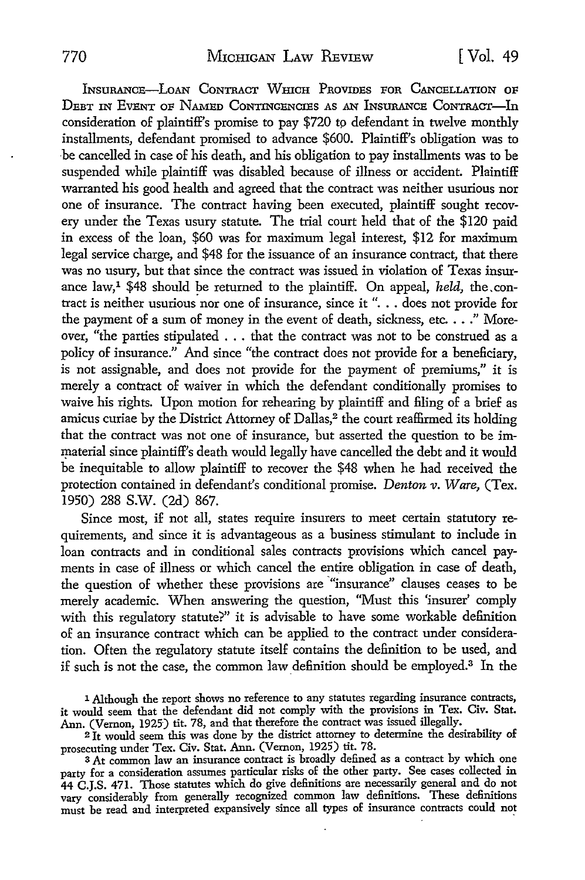INSURANCE—LOAN CONTRACT WHICH PROVIDES FOR CANCELLATION OF DEBT IN EVENT OF NAMED CONTINGENCIES AS AN INSURANCE CONTRACT—In consideration of plaintiff's promise to pay $720 to defendant in twelve monthly installments, defendant promised to advance $600. Plaintiff's obligation was to be cancelled in case of his death, and his obligation to pay installments was to be suspended while plaintiff was disabled because of illness or accident. Plaintiff warranted his good health and agreed that the contract was neither usurious nor one of insurance. The contract having been executed, plaintiff sought recovery under the Texas usury statute. The trial court held that of the $120 paid in excess of the loan, $60 was for maximum legal interest, $12 for maximum legal service charge, and $48 for the issuance of an insurance contract, that there was no usury, but that since the contract was issued in violation of Texas insurance law,[1] $48 should be returned to the plaintiff. On appeal, *held,* the contract is neither usurious nor one of insurance, since it ". . . does not provide for the payment of a sum of money in the event of death, sickness, etc. . . ." Moreover, "the parties stipulated . . . that the contract was not to be construed as a policy of insurance." And since "the contract does not provide for a beneficiary, is not assignable, and does not provide for the payment of premiums," it is merely a contract of waiver in which the defendant conditionally promises to waive his rights. Upon motion for rehearing by plaintiff and filing of a brief as amicus curiae by the District Attorney of Dallas,[2] the court reaffirmed its holding that the contract was not one of insurance, but asserted the question to be immaterial since plaintiff's death would legally have cancelled the debt and it would be inequitable to allow plaintiff to recover the $48 when he had received the protection contained in defendant's conditional promise. *Denton v. Ware,* (Tex. 1950) 288 S.W. (2d) 867.

Since most, if not all, states require insurers to meet certain statutory requirements, and since it is advantageous as a business stimulant to include in loan contracts and in conditional sales contracts provisions which cancel payments in case of illness or which cancel the entire obligation in case of death, the question of whether these provisions are "insurance" clauses ceases to be merely academic. When answering the question, "Must this 'insurer' comply with this regulatory statute?" it is advisable to have some workable definition of an insurance contract which can be applied to the contract under consideration. Often the regulatory statute itself contains the definition to be used, and if such is not the case, the common law definition should be employed.[3] In the

---

[1] Although the report shows no reference to any statutes regarding insurance contracts, it would seem that the defendant did not comply with the provisions in Tex. Civ. Stat. Ann. (Vernon, 1925) tit. 78, and that therefore the contract was issued illegally.

[2] It would seem this was done by the district attorney to determine the desirability of prosecuting under Tex. Civ. Stat. Ann. (Vernon, 1925) tit. 78.

[3] At common law an insurance contract is broadly defined as a contract by which one party for a consideration assumes particular risks of the other party. See cases collected in 44 C.J.S. 471. Those statutes which do give definitions are necessarily general and do not vary considerably from generally recognized common law definitions. These definitions must be read and interpreted expansively since all types of insurance contracts could not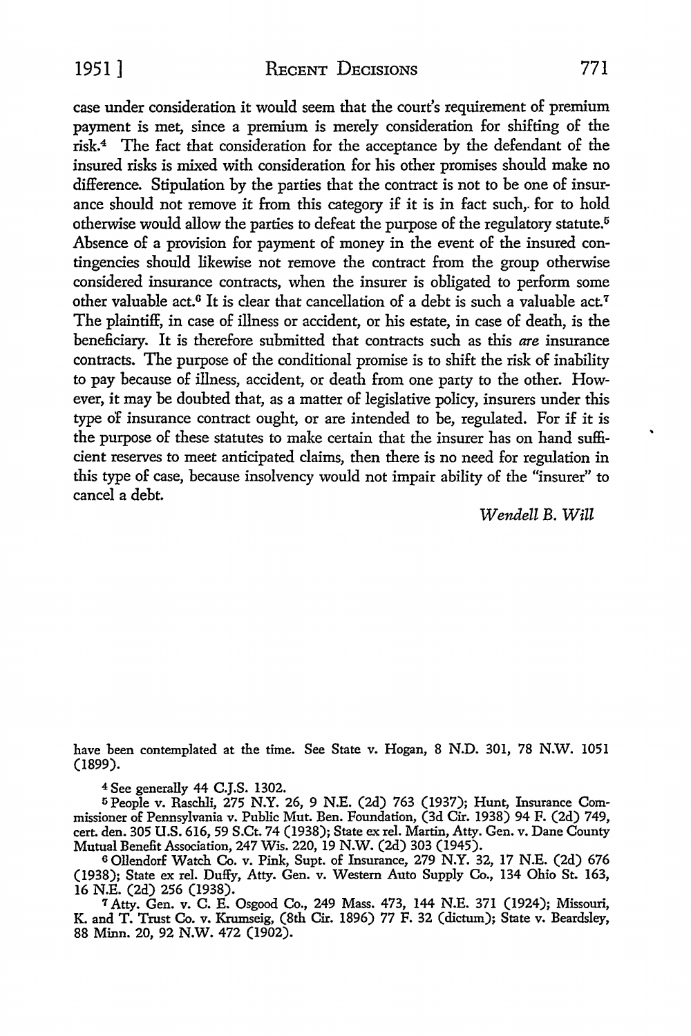case under consideration it would seem that the court's requirement of premium payment is met, since a premium is merely consideration for shifting of the risk.[4] The fact that consideration for the acceptance by the defendant of the insured risks is mixed with consideration for his other promises should make no difference. Stipulation by the parties that the contract is not to be one of insurance should not remove it from this category if it is in fact such, for to hold otherwise would allow the parties to defeat the purpose of the regulatory statute.[5] Absence of a provision for payment of money in the event of the insured contingencies should likewise not remove the contract from the group otherwise considered insurance contracts, when the insurer is obligated to perform some other valuable act.[6] It is clear that cancellation of a debt is such a valuable act.[7] The plaintiff, in case of illness or accident, or his estate, in case of death, is the beneficiary. It is therefore submitted that contracts such as this *are* insurance contracts. The purpose of the conditional promise is to shift the risk of inability to pay because of illness, accident, or death from one party to the other. However, it may be doubted that, as a matter of legislative policy, insurers under this type of insurance contract ought, or are intended to be, regulated. For if it is the purpose of these statutes to make certain that the insurer has on hand sufficient reserves to meet anticipated claims, then there is no need for regulation in this type of case, because insolvency would not impair ability of the "insurer" to cancel a debt.

*Wendell B. Will*

---

have been contemplated at the time. See State v. Hogan, 8 N.D. 301, 78 N.W. 1051 (1899).

[4] See generally 44 C.J.S. 1302.

[5] People v. Raschli, 275 N.Y. 26, 9 N.E. (2d) 763 (1937); Hunt, Insurance Commissioner of Pennsylvania v. Public Mut. Ben. Foundation, (3d Cir. 1938) 94 F. (2d) 749, cert. den. 305 U.S. 616, 59 S.Ct. 74 (1938); State ex rel. Martin, Atty. Gen. v. Dane County Mutual Benefit Association, 247 Wis. 220, 19 N.W. (2d) 303 (1945).

[6] Ollendorf Watch Co. v. Pink, Supt. of Insurance, 279 N.Y. 32, 17 N.E. (2d) 676 (1938); State ex rel. Duffy, Atty. Gen. v. Western Auto Supply Co., 134 Ohio St. 163, 16 N.E. (2d) 256 (1938).

[7] Atty. Gen. v. C. E. Osgood Co., 249 Mass. 473, 144 N.E. 371 (1924); Missouri, K. and T. Trust Co. v. Krumseig, (8th Cir. 1896) 77 F. 32 (dictum); State v. Beardsley, 88 Minn. 20, 92 N.W. 472 (1902).